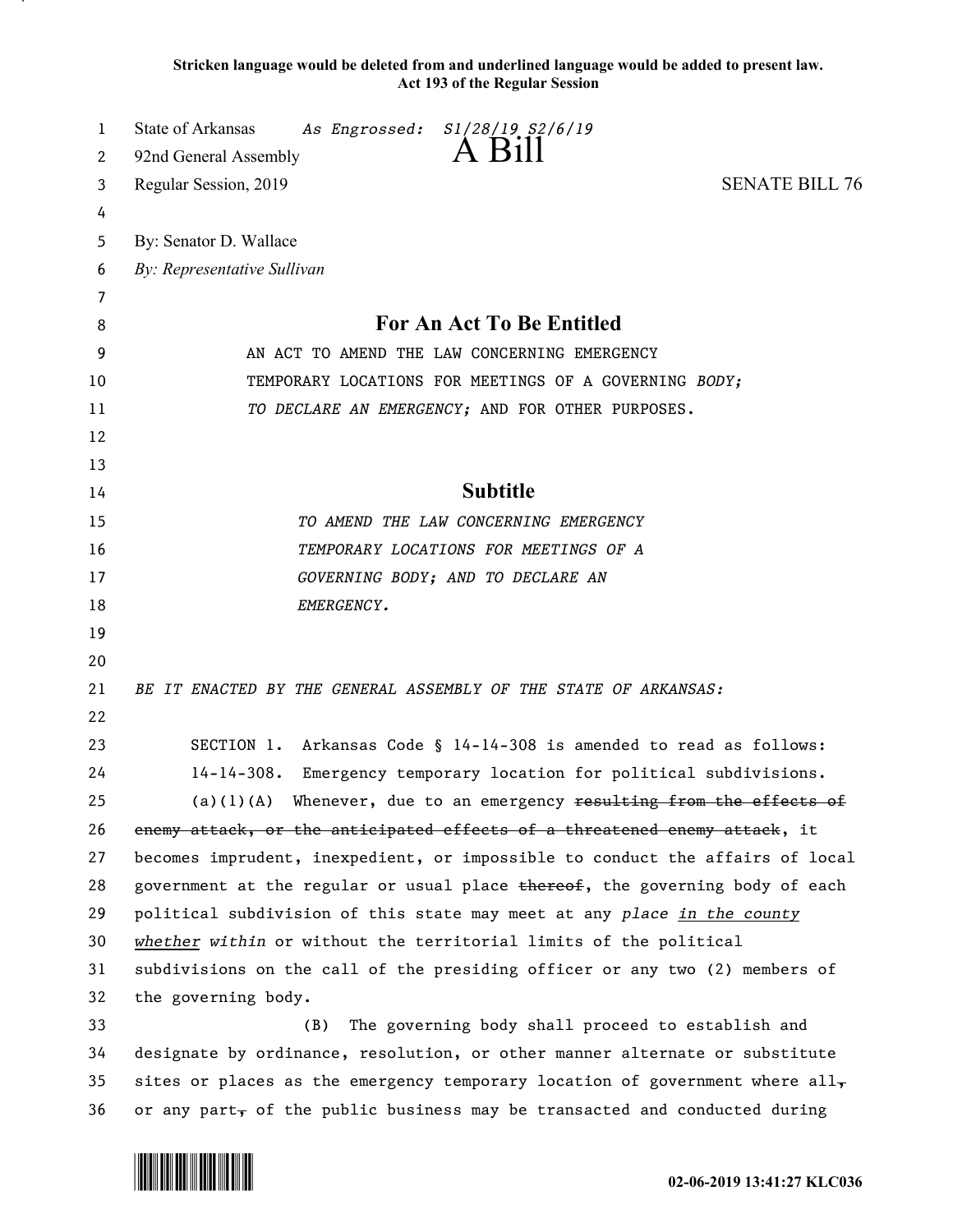**Stricken language would be deleted from and underlined language would be added to present law.**
**Act 193 of the Regular Session**

State of Arkansas *As Engrossed: S1/28/19 S2/6/19*
92nd General Assembly
# A Bill
Regular Session, 2019 SENATE BILL 76

By: Senator D. Wallace
*By: Representative Sullivan*

## For An Act To Be Entitled

AN ACT TO AMEND THE LAW CONCERNING EMERGENCY TEMPORARY LOCATIONS FOR MEETINGS OF A GOVERNING *BODY; TO DECLARE AN EMERGENCY;* AND FOR OTHER PURPOSES.

## Subtitle

*TO AMEND THE LAW CONCERNING EMERGENCY TEMPORARY LOCATIONS FOR MEETINGS OF A GOVERNING BODY; AND TO DECLARE AN EMERGENCY.*

*BE IT ENACTED BY THE GENERAL ASSEMBLY OF THE STATE OF ARKANSAS:*

SECTION 1. Arkansas Code § 14-14-308 is amended to read as follows:

14-14-308. Emergency temporary location for political subdivisions.

(a)(1)(A) Whenever, due to an emergency ~~resulting from the effects of enemy attack, or the anticipated effects of a threatened enemy attack~~, it becomes imprudent, inexpedient, or impossible to conduct the affairs of local government at the regular or usual place ~~thereof~~, the governing body of each political subdivision of this state may meet at any *place* <u>*in the county*</u> <u>*whether*</u> *within* or without the territorial limits of the political subdivisions on the call of the presiding officer or any two (2) members of the governing body.

(B) The governing body shall proceed to establish and designate by ordinance, resolution, or other manner alternate or substitute sites or places as the emergency temporary location of government where all~~,~~ or any part~~,~~ of the public business may be transacted and conducted during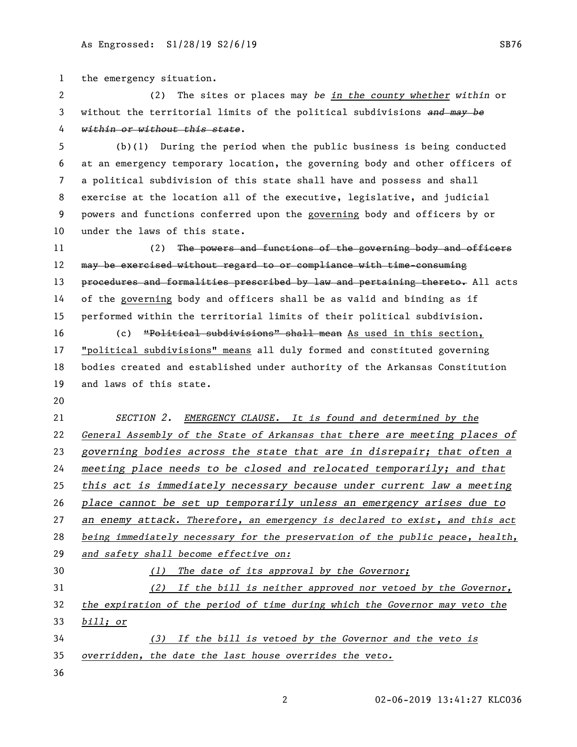the emergency situation.

(2) The sites or places may *be* <u>*in the county whether*</u> *within* or without the territorial limits of the political subdivisions ~~*and may be within or without this state*~~.

(b)(1) During the period when the public business is being conducted at an emergency temporary location, the governing body and other officers of a political subdivision of this state shall have and possess and shall exercise at the location all of the executive, legislative, and judicial powers and functions conferred upon the <u>governing</u> body and officers by or under the laws of this state.

(2) ~~The powers and functions of the governing body and officers may be exercised without regard to or compliance with time-consuming procedures and formalities prescribed by law and pertaining thereto.~~ All acts of the <u>governing</u> body and officers shall be as valid and binding as if performed within the territorial limits of their political subdivision.

(c) ~~"Political subdivisions" shall mean~~ <u>As used in this section, "political subdivisions" means</u> all duly formed and constituted governing bodies created and established under authority of the Arkansas Constitution and laws of this state.

*SECTION 2. <u>EMERGENCY CLAUSE. It is found and determined by the General Assembly of the State of Arkansas that there are meeting places of governing bodies across the state that are in disrepair; that often a meeting place needs to be closed and relocated temporarily; and that this act is immediately necessary because under current law a meeting place cannot be set up temporarily unless an emergency arises due to an enemy attack. Therefore, an emergency is declared to exist, and this act being immediately necessary for the preservation of the public peace, health, and safety shall become effective on:</u>*

*<u>(1) The date of its approval by the Governor;</u>*

*<u>(2) If the bill is neither approved nor vetoed by the Governor, the expiration of the period of time during which the Governor may veto the bill; or</u>*

*<u>(3) If the bill is vetoed by the Governor and the veto is overridden, the date the last house overrides the veto.</u>*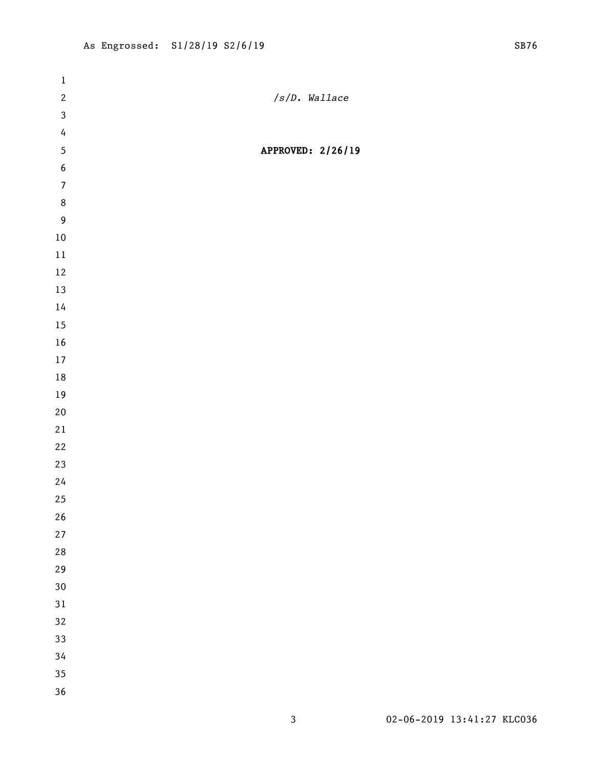*/s/D. Wallace*

**APPROVED: 2/26/19**